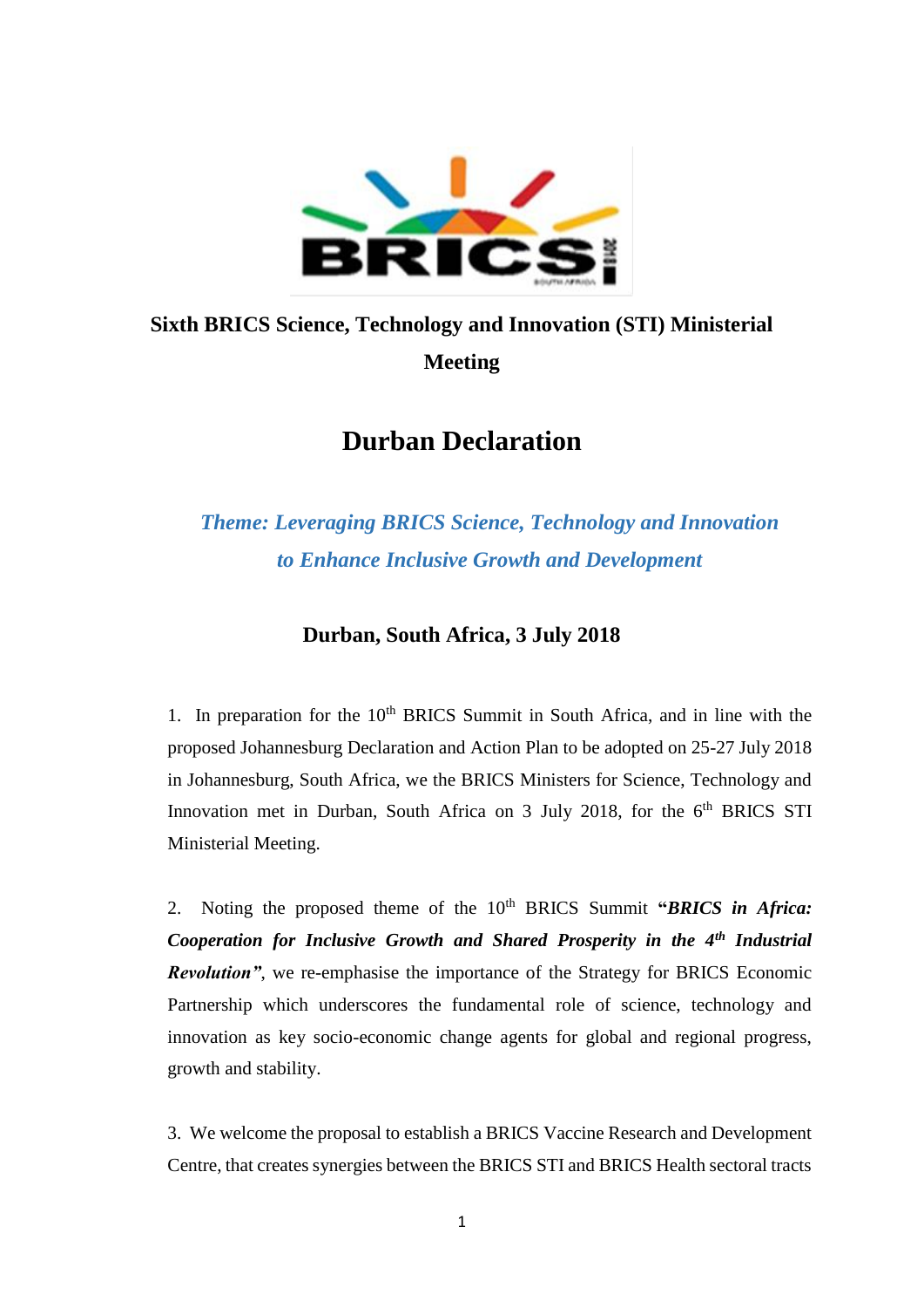## Sixth BRICS Science, Technology and Innovation (STI) Ministerial Meeting

# Durban Declaration

***Theme: Leveraging BRICS Science, Technology and Innovation to Enhance Inclusive Growth and Development***

**Durban, South Africa, 3 July 2018**

1. In preparation for the 10th BRICS Summit in South Africa, and in line with the proposed Johannesburg Declaration and Action Plan to be adopted on 25-27 July 2018 in Johannesburg, South Africa, we the BRICS Ministers for Science, Technology and Innovation met in Durban, South Africa on 3 July 2018, for the 6th BRICS STI Ministerial Meeting.

2. Noting the proposed theme of the 10th BRICS Summit "***BRICS in Africa: Cooperation for Inclusive Growth and Shared Prosperity in the 4th Industrial Revolution***", we re-emphasise the importance of the Strategy for BRICS Economic Partnership which underscores the fundamental role of science, technology and innovation as key socio-economic change agents for global and regional progress, growth and stability.

3. We welcome the proposal to establish a BRICS Vaccine Research and Development Centre, that creates synergies between the BRICS STI and BRICS Health sectoral tracts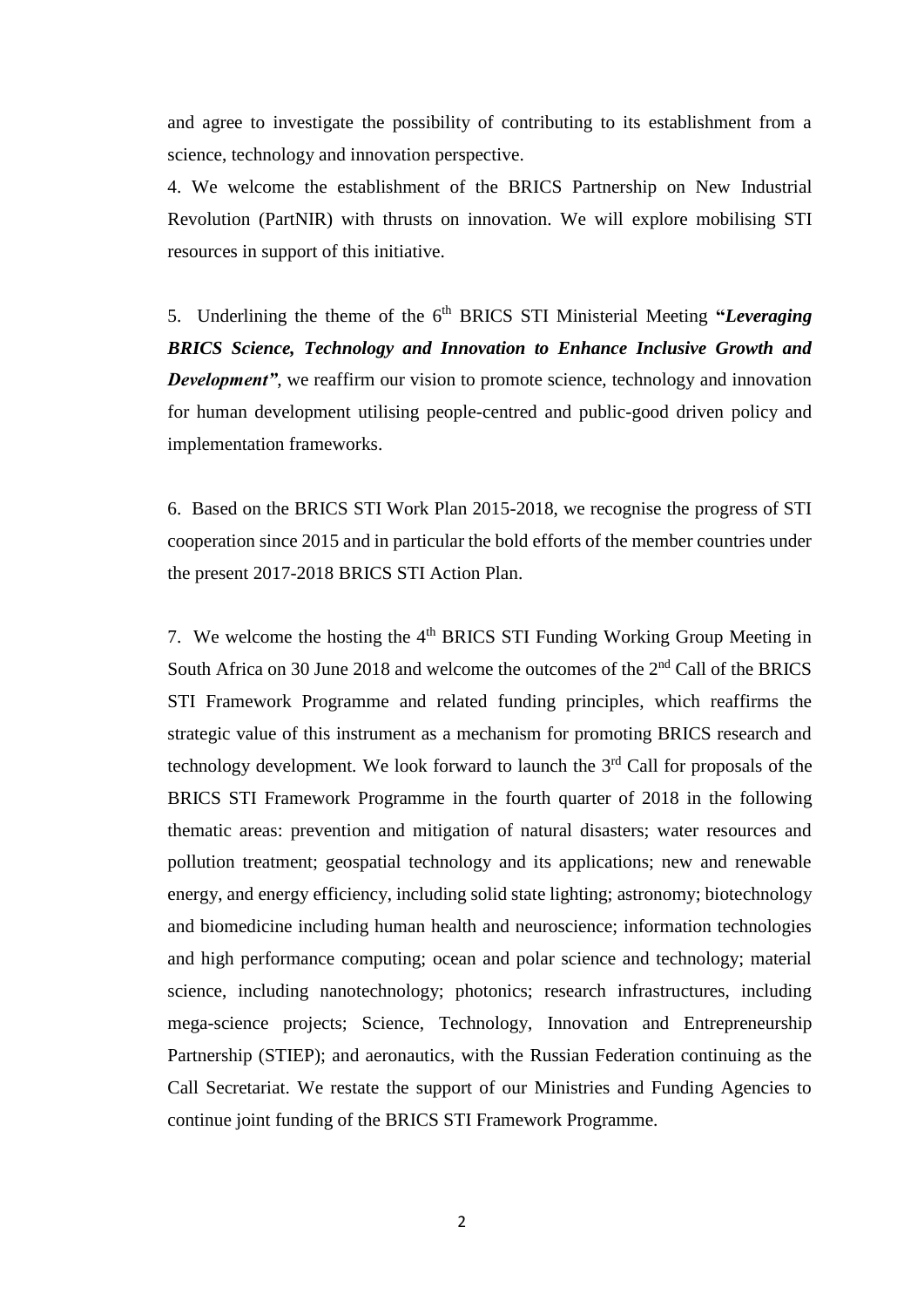and agree to investigate the possibility of contributing to its establishment from a science, technology and innovation perspective.

4. We welcome the establishment of the BRICS Partnership on New Industrial Revolution (PartNIR) with thrusts on innovation. We will explore mobilising STI resources in support of this initiative.

5. Underlining the theme of the 6th BRICS STI Ministerial Meeting **"*Leveraging BRICS Science, Technology and Innovation to Enhance Inclusive Growth and Development*"**, we reaffirm our vision to promote science, technology and innovation for human development utilising people-centred and public-good driven policy and implementation frameworks.

6. Based on the BRICS STI Work Plan 2015-2018, we recognise the progress of STI cooperation since 2015 and in particular the bold efforts of the member countries under the present 2017-2018 BRICS STI Action Plan.

7. We welcome the hosting the 4th BRICS STI Funding Working Group Meeting in South Africa on 30 June 2018 and welcome the outcomes of the 2nd Call of the BRICS STI Framework Programme and related funding principles, which reaffirms the strategic value of this instrument as a mechanism for promoting BRICS research and technology development. We look forward to launch the 3rd Call for proposals of the BRICS STI Framework Programme in the fourth quarter of 2018 in the following thematic areas: prevention and mitigation of natural disasters; water resources and pollution treatment; geospatial technology and its applications; new and renewable energy, and energy efficiency, including solid state lighting; astronomy; biotechnology and biomedicine including human health and neuroscience; information technologies and high performance computing; ocean and polar science and technology; material science, including nanotechnology; photonics; research infrastructures, including mega-science projects; Science, Technology, Innovation and Entrepreneurship Partnership (STIEP); and aeronautics, with the Russian Federation continuing as the Call Secretariat. We restate the support of our Ministries and Funding Agencies to continue joint funding of the BRICS STI Framework Programme.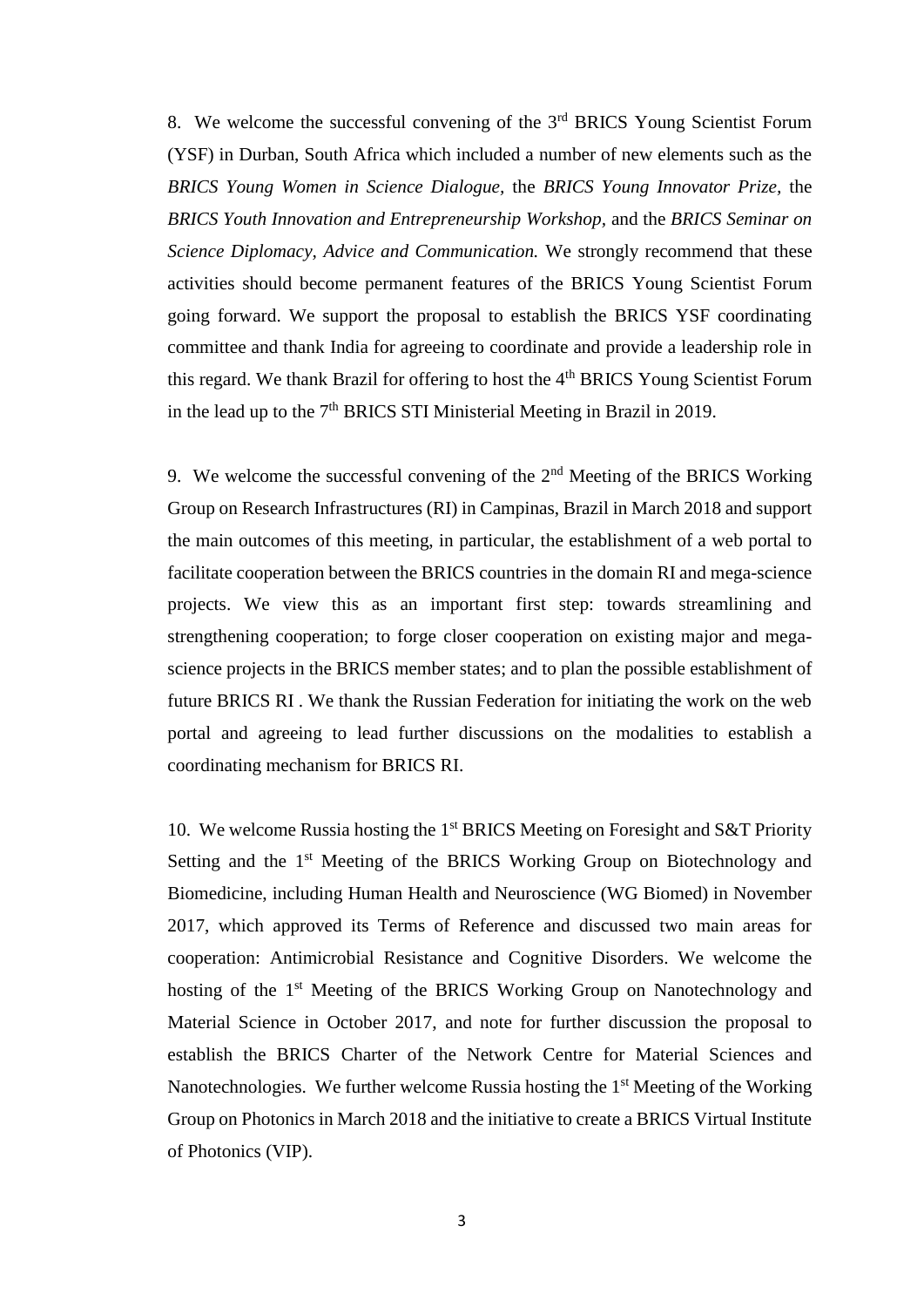8. We welcome the successful convening of the 3rd BRICS Young Scientist Forum (YSF) in Durban, South Africa which included a number of new elements such as the *BRICS Young Women in Science Dialogue*, the *BRICS Young Innovator Prize*, the *BRICS Youth Innovation and Entrepreneurship Workshop*, and the *BRICS Seminar on Science Diplomacy, Advice and Communication.* We strongly recommend that these activities should become permanent features of the BRICS Young Scientist Forum going forward. We support the proposal to establish the BRICS YSF coordinating committee and thank India for agreeing to coordinate and provide a leadership role in this regard. We thank Brazil for offering to host the 4th BRICS Young Scientist Forum in the lead up to the 7th BRICS STI Ministerial Meeting in Brazil in 2019.

9. We welcome the successful convening of the 2nd Meeting of the BRICS Working Group on Research Infrastructures (RI) in Campinas, Brazil in March 2018 and support the main outcomes of this meeting, in particular, the establishment of a web portal to facilitate cooperation between the BRICS countries in the domain RI and mega-science projects. We view this as an important first step: towards streamlining and strengthening cooperation; to forge closer cooperation on existing major and mega-science projects in the BRICS member states; and to plan the possible establishment of future BRICS RI . We thank the Russian Federation for initiating the work on the web portal and agreeing to lead further discussions on the modalities to establish a coordinating mechanism for BRICS RI.

10. We welcome Russia hosting the 1st BRICS Meeting on Foresight and S&T Priority Setting and the 1st Meeting of the BRICS Working Group on Biotechnology and Biomedicine, including Human Health and Neuroscience (WG Biomed) in November 2017, which approved its Terms of Reference and discussed two main areas for cooperation: Antimicrobial Resistance and Cognitive Disorders. We welcome the hosting of the 1st Meeting of the BRICS Working Group on Nanotechnology and Material Science in October 2017, and note for further discussion the proposal to establish the BRICS Charter of the Network Centre for Material Sciences and Nanotechnologies. We further welcome Russia hosting the 1st Meeting of the Working Group on Photonics in March 2018 and the initiative to create a BRICS Virtual Institute of Photonics (VIP).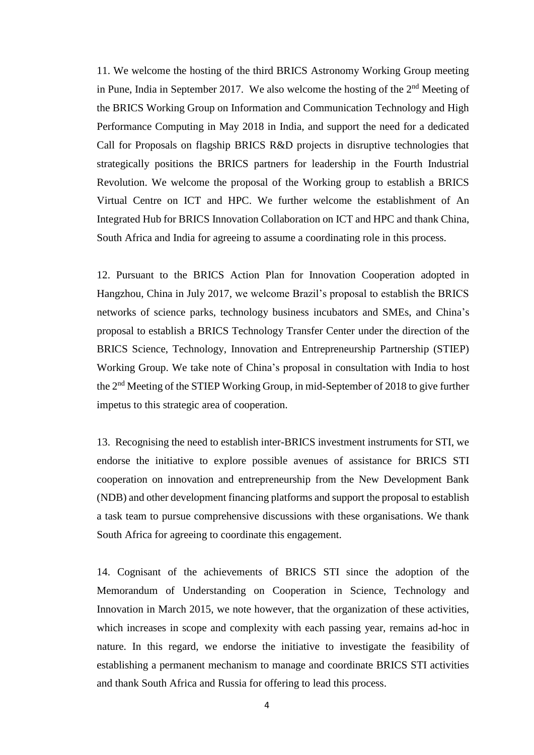11. We welcome the hosting of the third BRICS Astronomy Working Group meeting in Pune, India in September 2017. We also welcome the hosting of the 2nd Meeting of the BRICS Working Group on Information and Communication Technology and High Performance Computing in May 2018 in India, and support the need for a dedicated Call for Proposals on flagship BRICS R&D projects in disruptive technologies that strategically positions the BRICS partners for leadership in the Fourth Industrial Revolution. We welcome the proposal of the Working group to establish a BRICS Virtual Centre on ICT and HPC. We further welcome the establishment of An Integrated Hub for BRICS Innovation Collaboration on ICT and HPC and thank China, South Africa and India for agreeing to assume a coordinating role in this process.

12. Pursuant to the BRICS Action Plan for Innovation Cooperation adopted in Hangzhou, China in July 2017, we welcome Brazil's proposal to establish the BRICS networks of science parks, technology business incubators and SMEs, and China's proposal to establish a BRICS Technology Transfer Center under the direction of the BRICS Science, Technology, Innovation and Entrepreneurship Partnership (STIEP) Working Group. We take note of China's proposal in consultation with India to host the 2nd Meeting of the STIEP Working Group, in mid-September of 2018 to give further impetus to this strategic area of cooperation.

13. Recognising the need to establish inter-BRICS investment instruments for STI, we endorse the initiative to explore possible avenues of assistance for BRICS STI cooperation on innovation and entrepreneurship from the New Development Bank (NDB) and other development financing platforms and support the proposal to establish a task team to pursue comprehensive discussions with these organisations. We thank South Africa for agreeing to coordinate this engagement.

14. Cognisant of the achievements of BRICS STI since the adoption of the Memorandum of Understanding on Cooperation in Science, Technology and Innovation in March 2015, we note however, that the organization of these activities, which increases in scope and complexity with each passing year, remains ad-hoc in nature. In this regard, we endorse the initiative to investigate the feasibility of establishing a permanent mechanism to manage and coordinate BRICS STI activities and thank South Africa and Russia for offering to lead this process.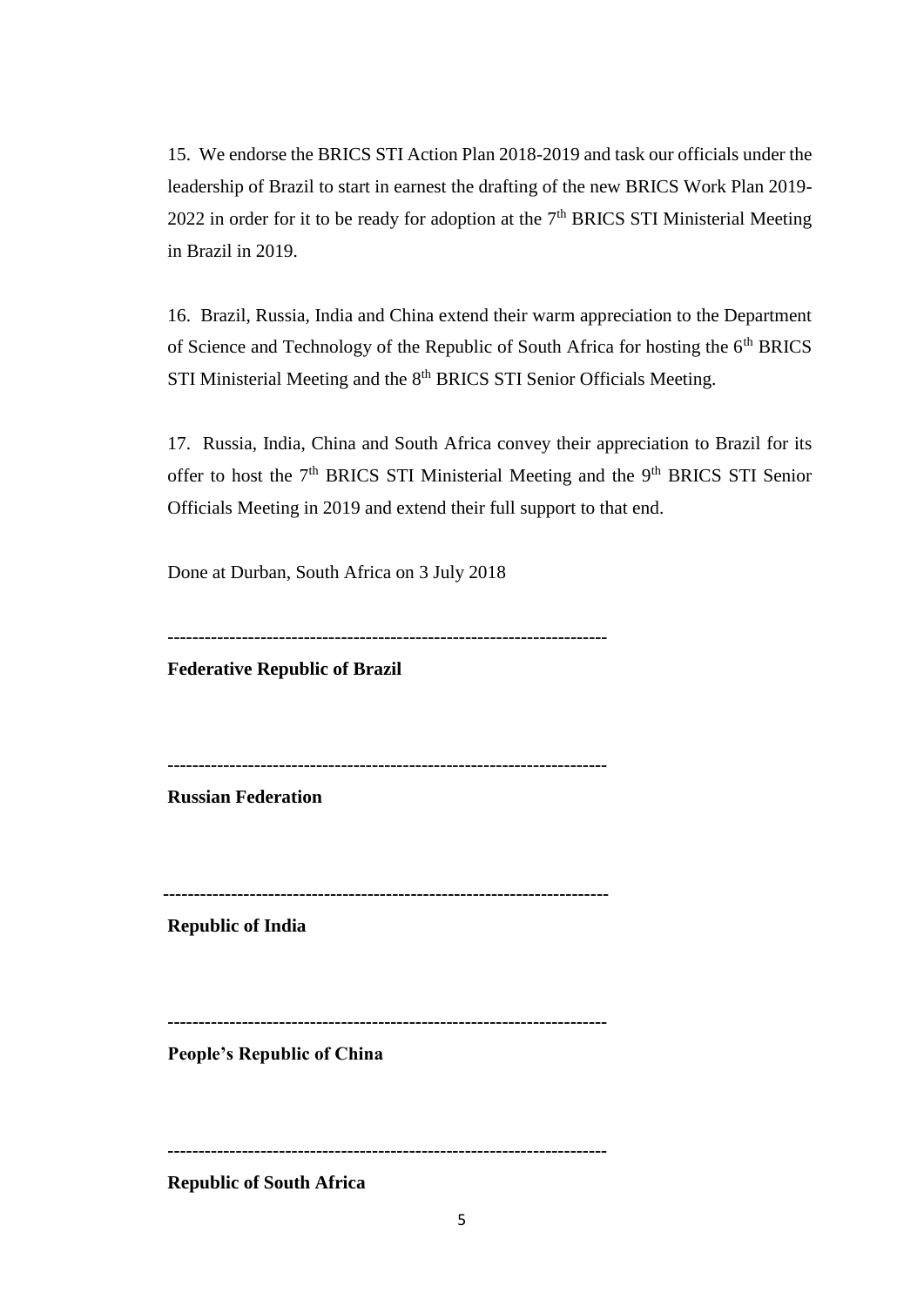15. We endorse the BRICS STI Action Plan 2018-2019 and task our officials under the leadership of Brazil to start in earnest the drafting of the new BRICS Work Plan 2019-2022 in order for it to be ready for adoption at the 7th BRICS STI Ministerial Meeting in Brazil in 2019.

16. Brazil, Russia, India and China extend their warm appreciation to the Department of Science and Technology of the Republic of South Africa for hosting the 6th BRICS STI Ministerial Meeting and the 8th BRICS STI Senior Officials Meeting.

17. Russia, India, China and South Africa convey their appreciation to Brazil for its offer to host the 7th BRICS STI Ministerial Meeting and the 9th BRICS STI Senior Officials Meeting in 2019 and extend their full support to that end.

Done at Durban, South Africa on 3 July 2018

---------------------------------------------------------------------

**Federative Republic of Brazil**

---------------------------------------------------------------------

**Russian Federation**

---------------------------------------------------------------------

**Republic of India**

---------------------------------------------------------------------

**People's Republic of China**

---------------------------------------------------------------------

**Republic of South Africa**